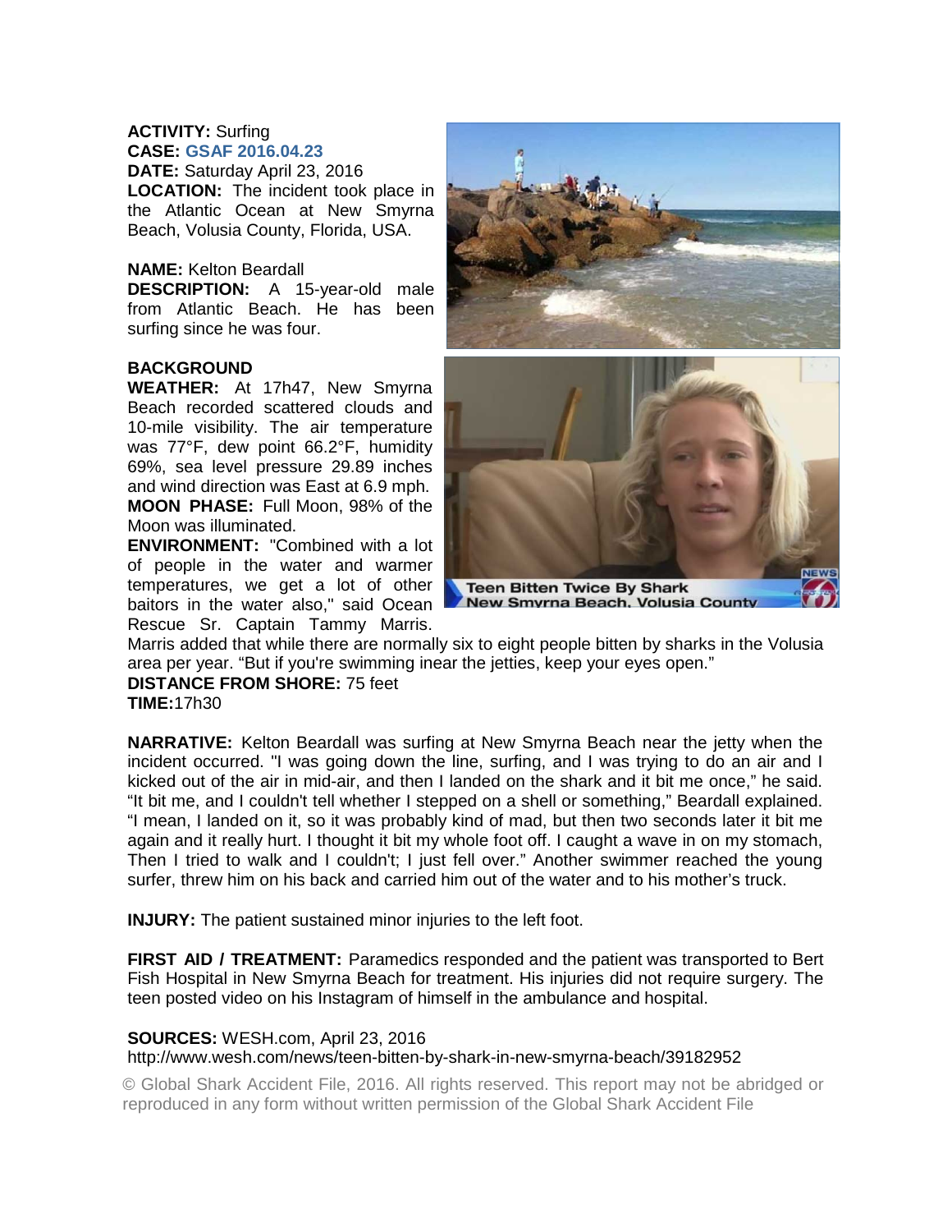**ACTIVITY:** Surfing
**CASE:** GSAF 2016.04.23
**DATE:** Saturday April 23, 2016
**LOCATION:** The incident took place in the Atlantic Ocean at New Smyrna Beach, Volusia County, Florida, USA.

**NAME:** Kelton Beardall
**DESCRIPTION:** A 15-year-old male from Atlantic Beach. He has been surfing since he was four.

**BACKGROUND**
**WEATHER:** At 17h47, New Smyrna Beach recorded scattered clouds and 10-mile visibility. The air temperature was 77°F, dew point 66.2°F, humidity 69%, sea level pressure 29.89 inches and wind direction was East at 6.9 mph.
**MOON PHASE:** Full Moon, 98% of the Moon was illuminated.
**ENVIRONMENT:** "Combined with a lot of people in the water and warmer temperatures, we get a lot of other baitors in the water also," said Ocean Rescue Sr. Captain Tammy Marris. Marris added that while there are normally six to eight people bitten by sharks in the Volusia area per year. "But if you're swimming inear the jetties, keep your eyes open."
**DISTANCE FROM SHORE:** 75 feet
**TIME:**17h30

**NARRATIVE:** Kelton Beardall was surfing at New Smyrna Beach near the jetty when the incident occurred. "I was going down the line, surfing, and I was trying to do an air and I kicked out of the air in mid-air, and then I landed on the shark and it bit me once," he said. "It bit me, and I couldn't tell whether I stepped on a shell or something," Beardall explained. "I mean, I landed on it, so it was probably kind of mad, but then two seconds later it bit me again and it really hurt. I thought it bit my whole foot off. I caught a wave in on my stomach, Then I tried to walk and I couldn't; I just fell over." Another swimmer reached the young surfer, threw him on his back and carried him out of the water and to his mother's truck.

**INJURY:** The patient sustained minor injuries to the left foot.

**FIRST AID / TREATMENT:** Paramedics responded and the patient was transported to Bert Fish Hospital in New Smyrna Beach for treatment. His injuries did not require surgery. The teen posted video on his Instagram of himself in the ambulance and hospital.

**SOURCES:** WESH.com, April 23, 2016
http://www.wesh.com/news/teen-bitten-by-shark-in-new-smyrna-beach/39182952

© Global Shark Accident File, 2016. All rights reserved. This report may not be abridged or reproduced in any form without written permission of the Global Shark Accident File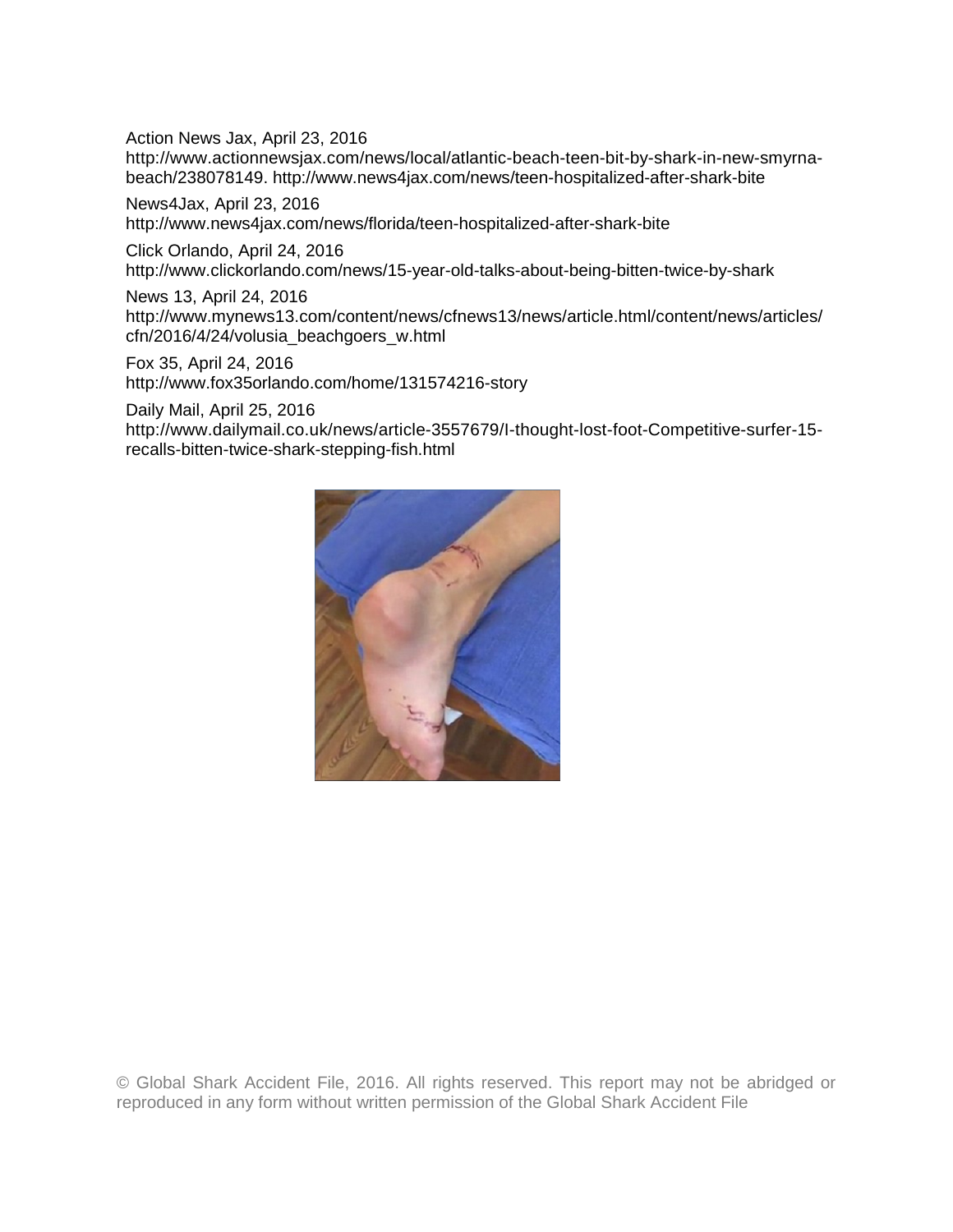Action News Jax, April 23, 2016
http://www.actionnewsjax.com/news/local/atlantic-beach-teen-bit-by-shark-in-new-smyrna-beach/238078149. http://www.news4jax.com/news/teen-hospitalized-after-shark-bite

News4Jax, April 23, 2016
http://www.news4jax.com/news/florida/teen-hospitalized-after-shark-bite

Click Orlando, April 24, 2016
http://www.clickorlando.com/news/15-year-old-talks-about-being-bitten-twice-by-shark

News 13, April 24, 2016
http://www.mynews13.com/content/news/cfnews13/news/article.html/content/news/articles/cfn/2016/4/24/volusia_beachgoers_w.html

Fox 35, April 24, 2016
http://www.fox35orlando.com/home/131574216-story

Daily Mail, April 25, 2016
http://www.dailymail.co.uk/news/article-3557679/I-thought-lost-foot-Competitive-surfer-15-recalls-bitten-twice-shark-stepping-fish.html

© Global Shark Accident File, 2016. All rights reserved. This report may not be abridged or reproduced in any form without written permission of the Global Shark Accident File